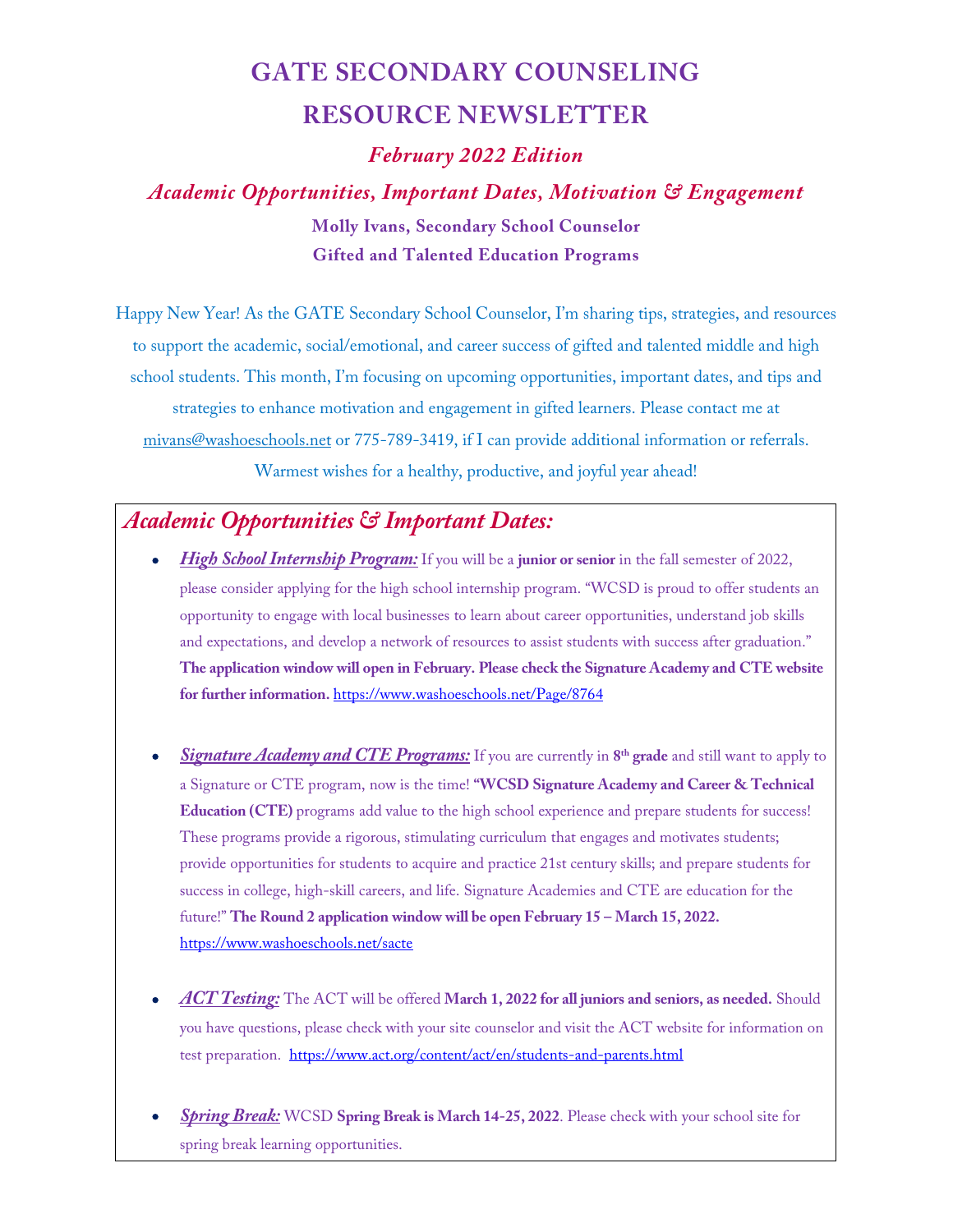# GATE SECONDARY COUNSELING RESOURCE NEWSLETTER

## *February 2022 Edition*

## *Academic Opportunities, Important Dates, Motivation & Engagement*

**Molly Ivans, Secondary School Counselor**

**Gifted and Talented Education Programs**

Happy New Year! As the GATE Secondary School Counselor, I'm sharing tips, strategies, and resources to support the academic, social/emotional, and career success of gifted and talented middle and high school students. This month, I'm focusing on upcoming opportunities, important dates, and tips and strategies to enhance motivation and engagement in gifted learners. Please contact me at mivans@washoeschools.net or 775-789-3419, if I can provide additional information or referrals. Warmest wishes for a healthy, productive, and joyful year ahead!

## *Academic Opportunities & Important Dates:*

- ***High School Internship Program:*** If you will be a **junior or senior** in the fall semester of 2022, please consider applying for the high school internship program. "WCSD is proud to offer students an opportunity to engage with local businesses to learn about career opportunities, understand job skills and expectations, and develop a network of resources to assist students with success after graduation." **The application window will open in February. Please check the Signature Academy and CTE website for further information.** https://www.washoeschools.net/Page/8764

- ***Signature Academy and CTE Programs:*** If you are currently in **8th grade** and still want to apply to a Signature or CTE program, now is the time! "**WCSD Signature Academy and Career & Technical Education (CTE)** programs add value to the high school experience and prepare students for success! These programs provide a rigorous, stimulating curriculum that engages and motivates students; provide opportunities for students to acquire and practice 21st century skills; and prepare students for success in college, high-skill careers, and life. Signature Academies and CTE are education for the future!" **The Round 2 application window will be open February 15 – March 15, 2022.** https://www.washoeschools.net/sacte

- ***ACT Testing:*** The ACT will be offered **March 1, 2022 for all juniors and seniors, as needed.** Should you have questions, please check with your site counselor and visit the ACT website for information on test preparation. https://www.act.org/content/act/en/students-and-parents.html

- ***Spring Break:*** WCSD **Spring Break is March 14-25, 2022**. Please check with your school site for spring break learning opportunities.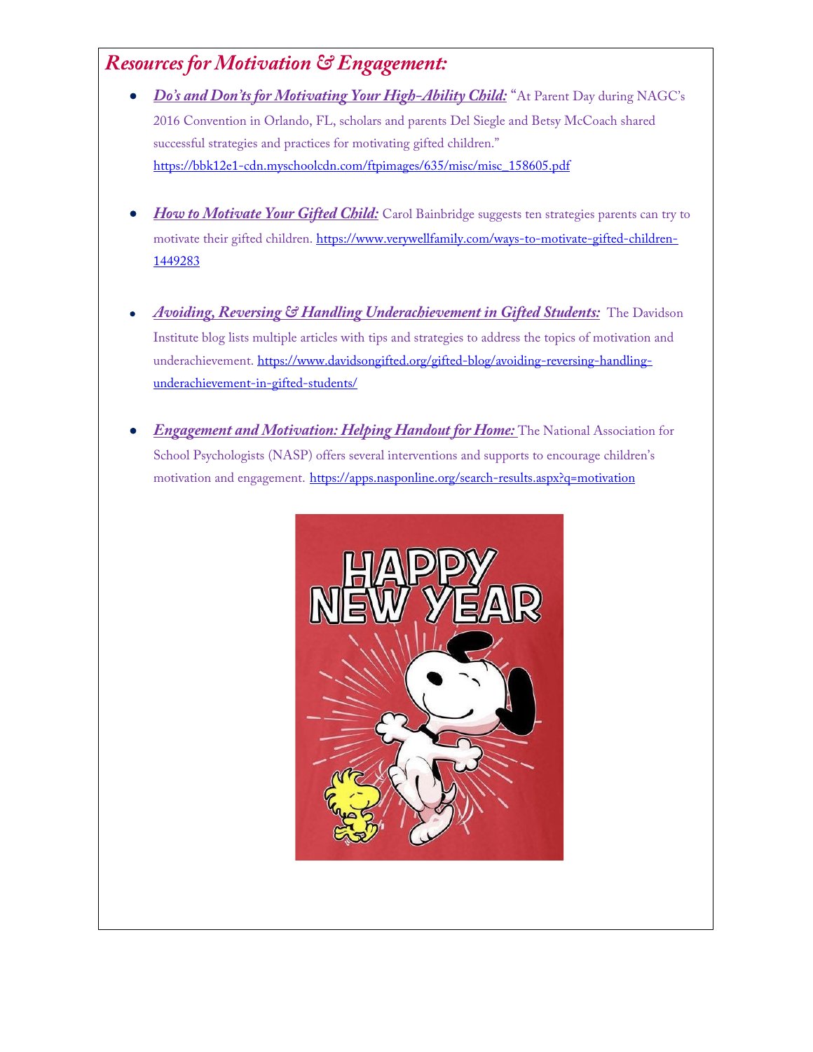## *Resources for Motivation & Engagement:*

- ***Do's and Don'ts for Motivating Your High-Ability Child:*** "At Parent Day during NAGC's 2016 Convention in Orlando, FL, scholars and parents Del Siegle and Betsy McCoach shared successful strategies and practices for motivating gifted children." https://bbk12e1-cdn.myschoolcdn.com/ftpimages/635/misc/misc_158605.pdf

- ***How to Motivate Your Gifted Child:*** Carol Bainbridge suggests ten strategies parents can try to motivate their gifted children. https://www.verywellfamily.com/ways-to-motivate-gifted-children-1449283

- ***Avoiding, Reversing & Handling Underachievement in Gifted Students:*** The Davidson Institute blog lists multiple articles with tips and strategies to address the topics of motivation and underachievement. https://www.davidsongifted.org/gifted-blog/avoiding-reversing-handling-underachievement-in-gifted-students/

- ***Engagement and Motivation: Helping Handout for Home:*** The National Association for School Psychologists (NASP) offers several interventions and supports to encourage children's motivation and engagement. https://apps.nasponline.org/search-results.aspx?q=motivation